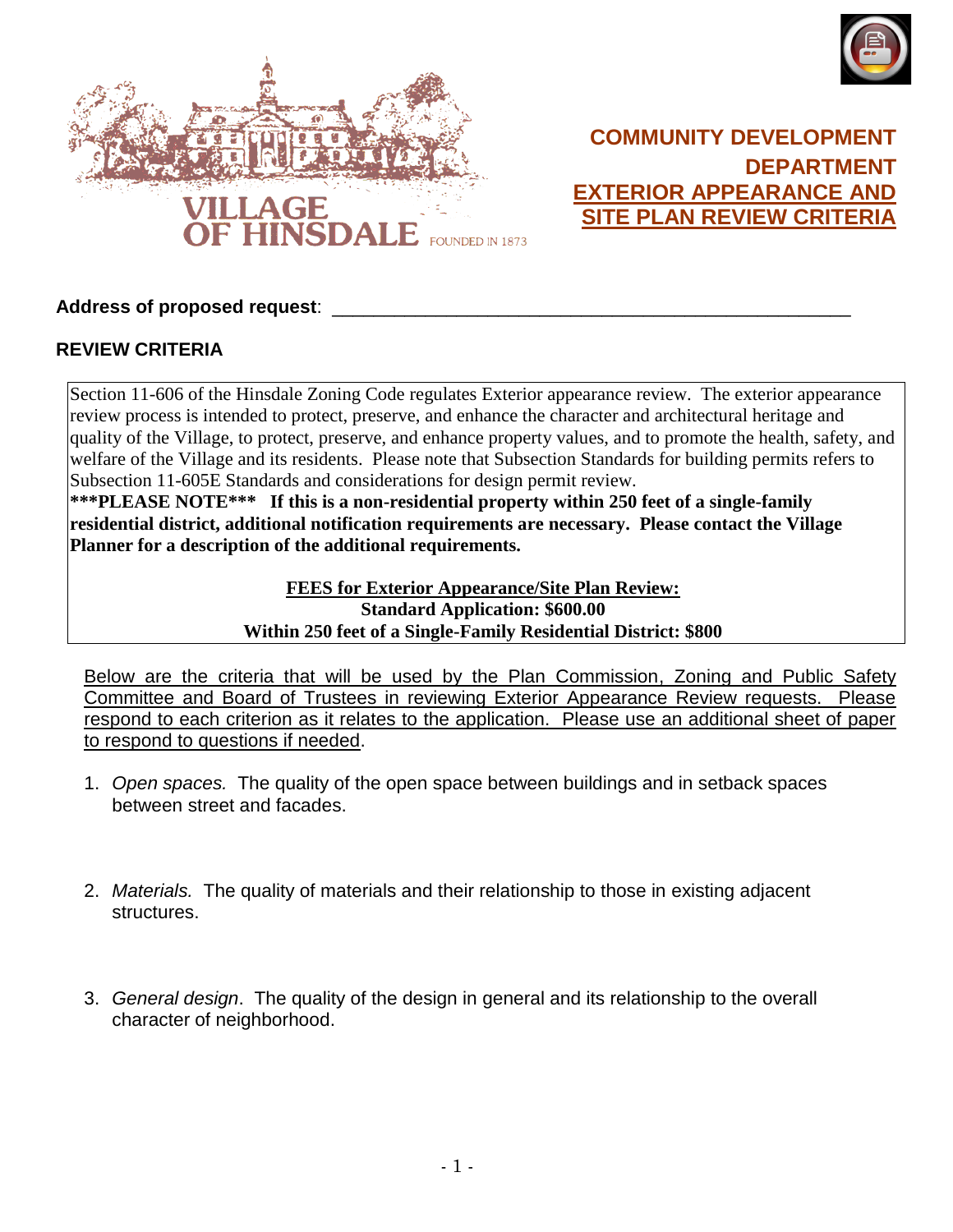VILLAGE OF HINSDALE FOUNDED IN 1873

# COMMUNITY DEVELOPMENT DEPARTMENT

## EXTERIOR APPEARANCE AND SITE PLAN REVIEW CRITERIA

**Address of proposed request**: ___________________________________________________

### REVIEW CRITERIA

Section 11-606 of the Hinsdale Zoning Code regulates Exterior appearance review. The exterior appearance review process is intended to protect, preserve, and enhance the character and architectural heritage and quality of the Village, to protect, preserve, and enhance property values, and to promote the health, safety, and welfare of the Village and its residents. Please note that Subsection Standards for building permits refers to Subsection 11-605E Standards and considerations for design permit review.

**\*\*\*PLEASE NOTE\*\*\* If this is a non-residential property within 250 feet of a single-family residential district, additional notification requirements are necessary. Please contact the Village Planner for a description of the additional requirements.**

**FEES for Exterior Appearance/Site Plan Review:**
**Standard Application: $600.00**
**Within 250 feet of a Single-Family Residential District: $800**

Below are the criteria that will be used by the Plan Commission, Zoning and Public Safety Committee and Board of Trustees in reviewing Exterior Appearance Review requests. Please respond to each criterion as it relates to the application. Please use an additional sheet of paper to respond to questions if needed.

1. *Open spaces.* The quality of the open space between buildings and in setback spaces between street and facades.

2. *Materials.* The quality of materials and their relationship to those in existing adjacent structures.

3. *General design*. The quality of the design in general and its relationship to the overall character of neighborhood.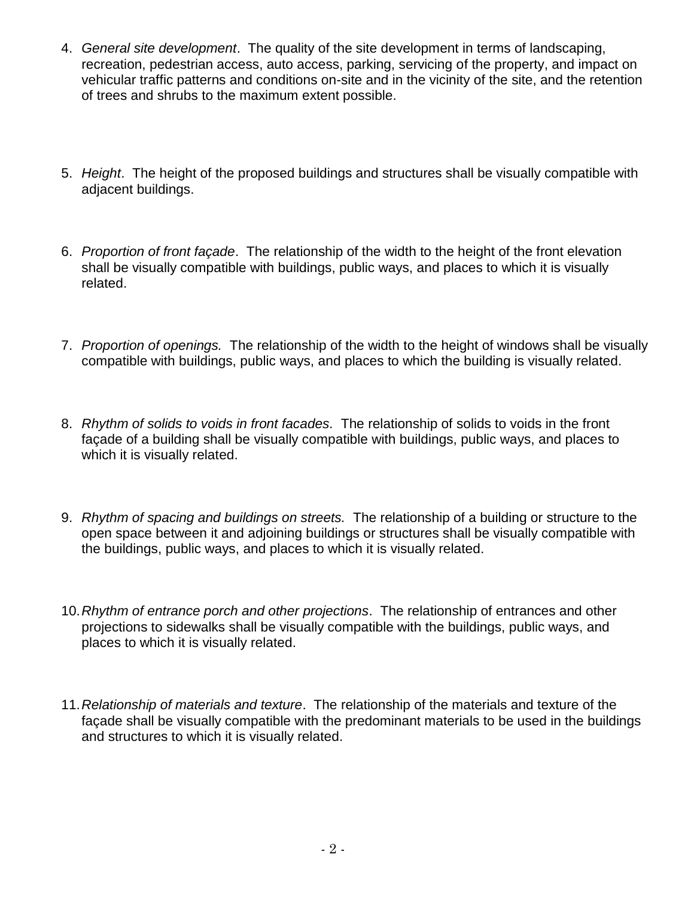4. *General site development*. The quality of the site development in terms of landscaping, recreation, pedestrian access, auto access, parking, servicing of the property, and impact on vehicular traffic patterns and conditions on-site and in the vicinity of the site, and the retention of trees and shrubs to the maximum extent possible.

5. *Height*. The height of the proposed buildings and structures shall be visually compatible with adjacent buildings.

6. *Proportion of front façade*. The relationship of the width to the height of the front elevation shall be visually compatible with buildings, public ways, and places to which it is visually related.

7. *Proportion of openings.* The relationship of the width to the height of windows shall be visually compatible with buildings, public ways, and places to which the building is visually related.

8. *Rhythm of solids to voids in front facades.* The relationship of solids to voids in the front façade of a building shall be visually compatible with buildings, public ways, and places to which it is visually related.

9. *Rhythm of spacing and buildings on streets.* The relationship of a building or structure to the open space between it and adjoining buildings or structures shall be visually compatible with the buildings, public ways, and places to which it is visually related.

10. *Rhythm of entrance porch and other projections*. The relationship of entrances and other projections to sidewalks shall be visually compatible with the buildings, public ways, and places to which it is visually related.

11. *Relationship of materials and texture*. The relationship of the materials and texture of the façade shall be visually compatible with the predominant materials to be used in the buildings and structures to which it is visually related.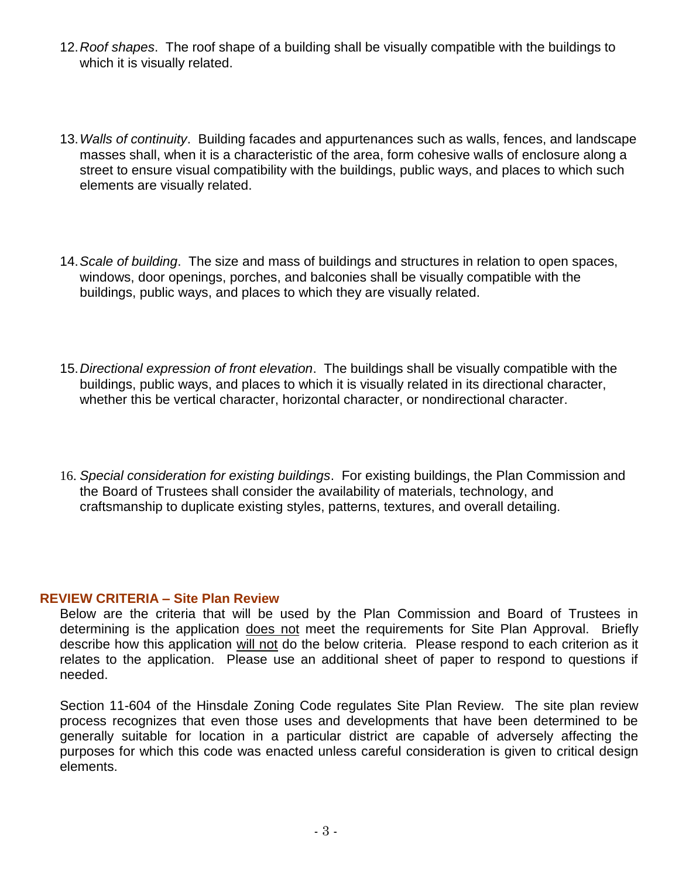12. *Roof shapes*. The roof shape of a building shall be visually compatible with the buildings to which it is visually related.

13. *Walls of continuity*. Building facades and appurtenances such as walls, fences, and landscape masses shall, when it is a characteristic of the area, form cohesive walls of enclosure along a street to ensure visual compatibility with the buildings, public ways, and places to which such elements are visually related.

14. *Scale of building*. The size and mass of buildings and structures in relation to open spaces, windows, door openings, porches, and balconies shall be visually compatible with the buildings, public ways, and places to which they are visually related.

15. *Directional expression of front elevation*. The buildings shall be visually compatible with the buildings, public ways, and places to which it is visually related in its directional character, whether this be vertical character, horizontal character, or nondirectional character.

16. *Special consideration for existing buildings*. For existing buildings, the Plan Commission and the Board of Trustees shall consider the availability of materials, technology, and craftsmanship to duplicate existing styles, patterns, textures, and overall detailing.

## REVIEW CRITERIA – Site Plan Review

Below are the criteria that will be used by the Plan Commission and Board of Trustees in determining is the application <u>does not</u> meet the requirements for Site Plan Approval. Briefly describe how this application <u>will not</u> do the below criteria. Please respond to each criterion as it relates to the application. Please use an additional sheet of paper to respond to questions if needed.

Section 11-604 of the Hinsdale Zoning Code regulates Site Plan Review. The site plan review process recognizes that even those uses and developments that have been determined to be generally suitable for location in a particular district are capable of adversely affecting the purposes for which this code was enacted unless careful consideration is given to critical design elements.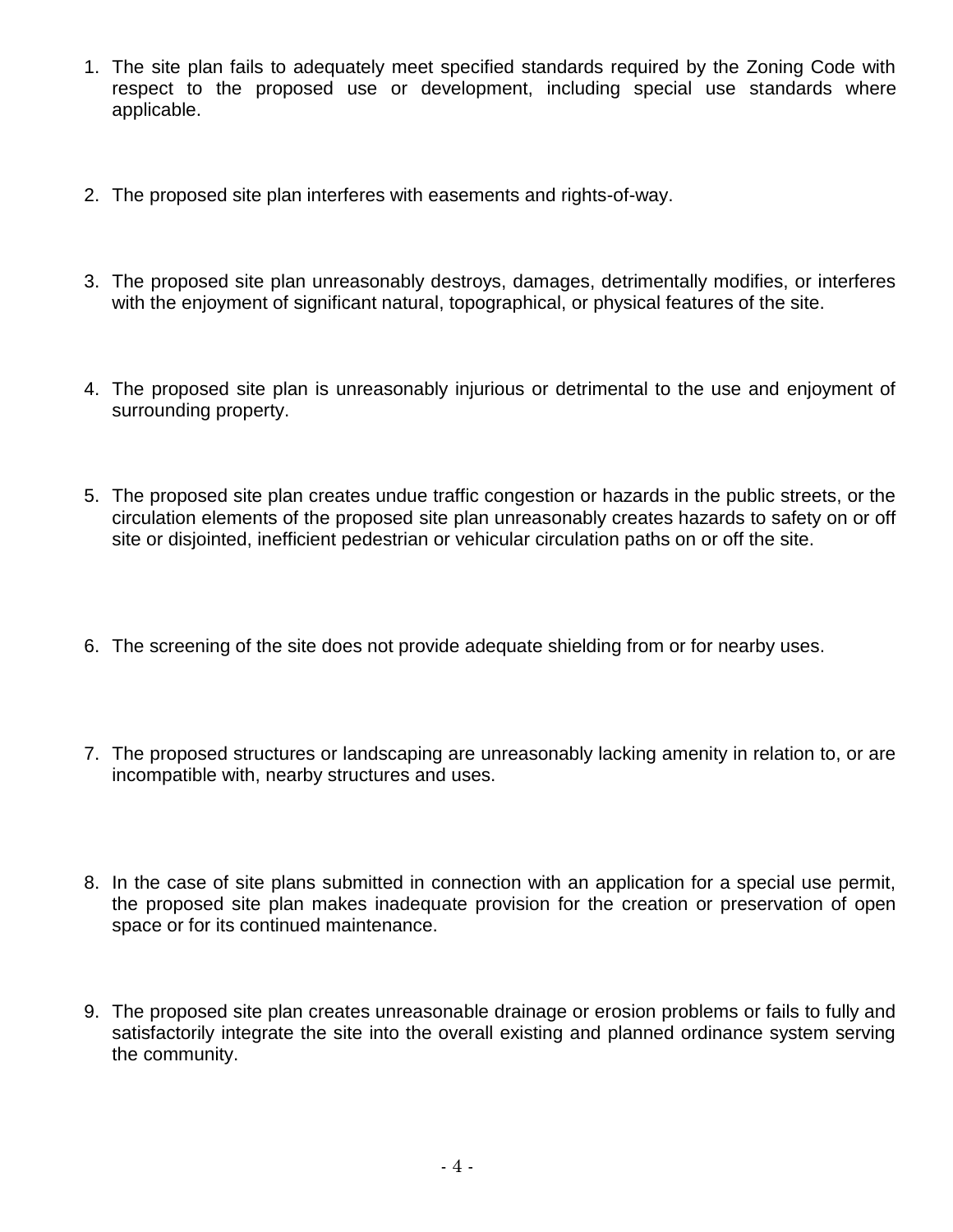1. The site plan fails to adequately meet specified standards required by the Zoning Code with respect to the proposed use or development, including special use standards where applicable.

2. The proposed site plan interferes with easements and rights-of-way.

3. The proposed site plan unreasonably destroys, damages, detrimentally modifies, or interferes with the enjoyment of significant natural, topographical, or physical features of the site.

4. The proposed site plan is unreasonably injurious or detrimental to the use and enjoyment of surrounding property.

5. The proposed site plan creates undue traffic congestion or hazards in the public streets, or the circulation elements of the proposed site plan unreasonably creates hazards to safety on or off site or disjointed, inefficient pedestrian or vehicular circulation paths on or off the site.

6. The screening of the site does not provide adequate shielding from or for nearby uses.

7. The proposed structures or landscaping are unreasonably lacking amenity in relation to, or are incompatible with, nearby structures and uses.

8. In the case of site plans submitted in connection with an application for a special use permit, the proposed site plan makes inadequate provision for the creation or preservation of open space or for its continued maintenance.

9. The proposed site plan creates unreasonable drainage or erosion problems or fails to fully and satisfactorily integrate the site into the overall existing and planned ordinance system serving the community.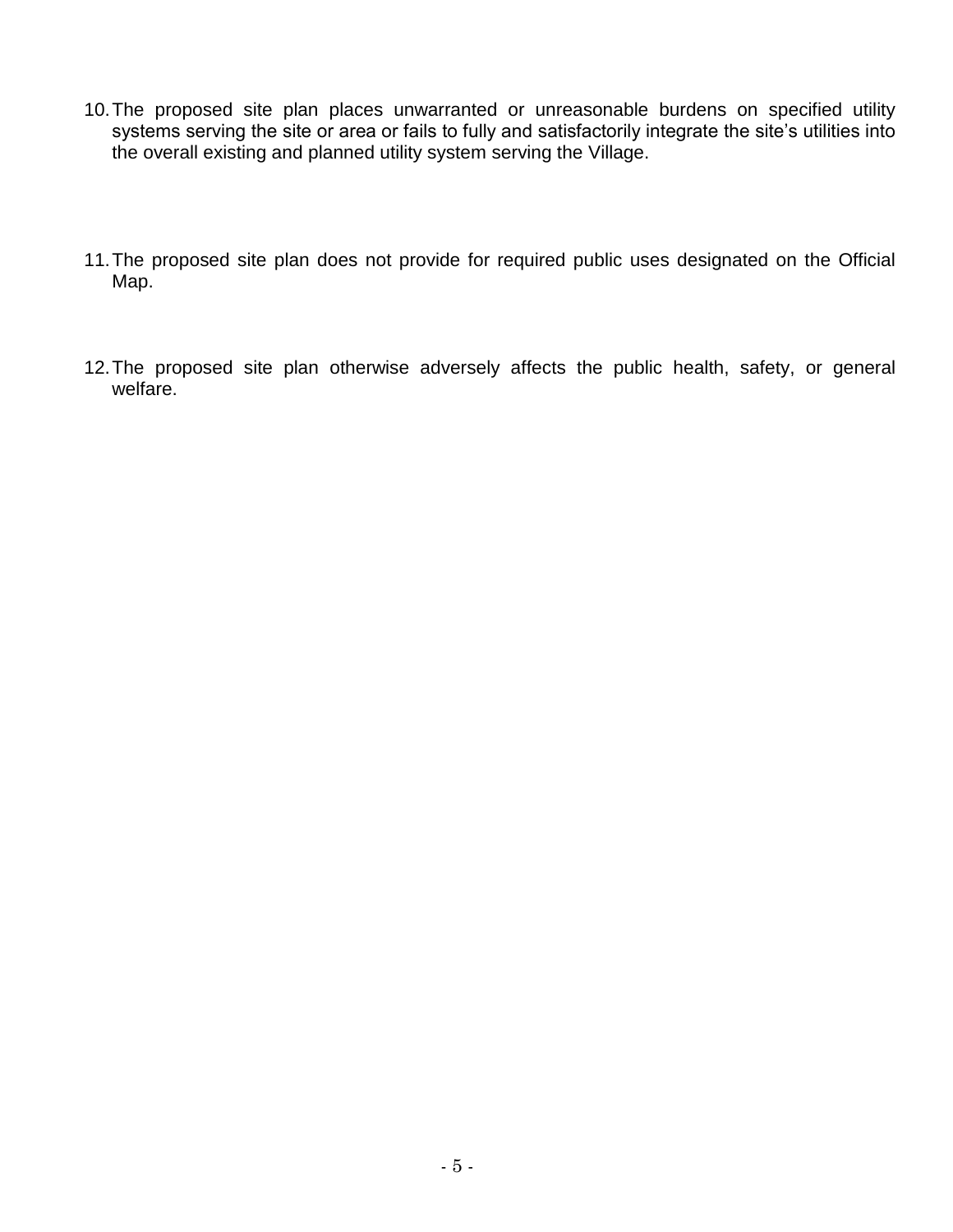10. The proposed site plan places unwarranted or unreasonable burdens on specified utility systems serving the site or area or fails to fully and satisfactorily integrate the site's utilities into the overall existing and planned utility system serving the Village.

11. The proposed site plan does not provide for required public uses designated on the Official Map.

12. The proposed site plan otherwise adversely affects the public health, safety, or general welfare.